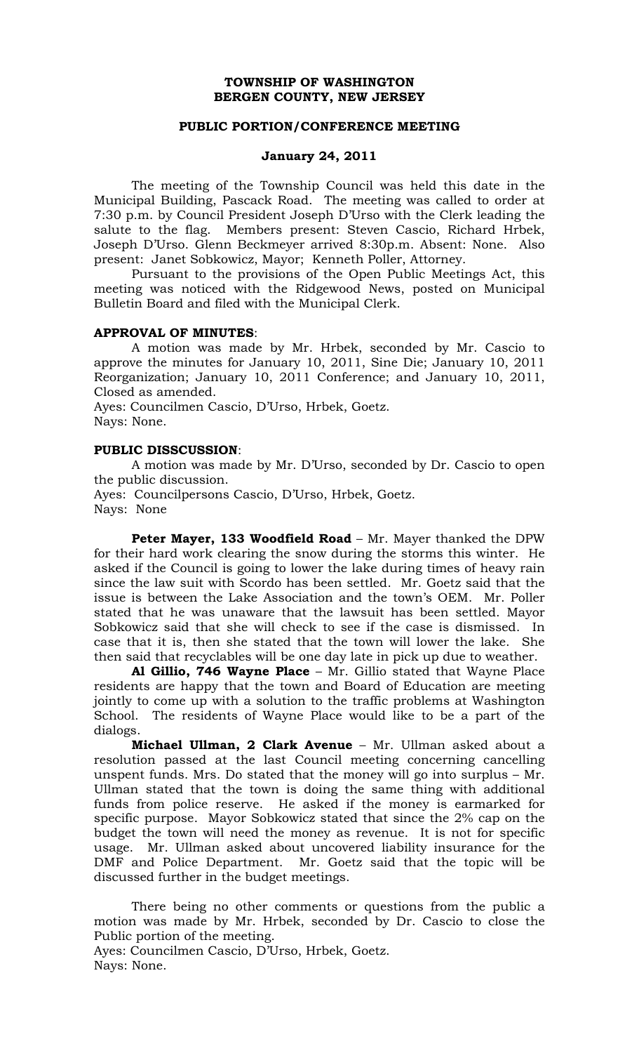**TOWNSHIP OF WASHINGTON**
**BERGEN COUNTY, NEW JERSEY**

**PUBLIC PORTION/CONFERENCE MEETING**

**January 24, 2011**

The meeting of the Township Council was held this date in the Municipal Building, Pascack Road. The meeting was called to order at 7:30 p.m. by Council President Joseph D'Urso with the Clerk leading the salute to the flag. Members present: Steven Cascio, Richard Hrbek, Joseph D'Urso. Glenn Beckmeyer arrived 8:30p.m. Absent: None. Also present: Janet Sobkowicz, Mayor; Kenneth Poller, Attorney.

Pursuant to the provisions of the Open Public Meetings Act, this meeting was noticed with the Ridgewood News, posted on Municipal Bulletin Board and filed with the Municipal Clerk.

**APPROVAL OF MINUTES**:

A motion was made by Mr. Hrbek, seconded by Mr. Cascio to approve the minutes for January 10, 2011, Sine Die; January 10, 2011 Reorganization; January 10, 2011 Conference; and January 10, 2011, Closed as amended.

Ayes: Councilmen Cascio, D'Urso, Hrbek, Goetz.
Nays: None.

**PUBLIC DISSCUSSION**:

A motion was made by Mr. D'Urso, seconded by Dr. Cascio to open the public discussion.

Ayes: Councilpersons Cascio, D'Urso, Hrbek, Goetz.
Nays: None

**Peter Mayer, 133 Woodfield Road** – Mr. Mayer thanked the DPW for their hard work clearing the snow during the storms this winter. He asked if the Council is going to lower the lake during times of heavy rain since the law suit with Scordo has been settled. Mr. Goetz said that the issue is between the Lake Association and the town's OEM. Mr. Poller stated that he was unaware that the lawsuit has been settled. Mayor Sobkowicz said that she will check to see if the case is dismissed. In case that it is, then she stated that the town will lower the lake. She then said that recyclables will be one day late in pick up due to weather.

**Al Gillio, 746 Wayne Place** – Mr. Gillio stated that Wayne Place residents are happy that the town and Board of Education are meeting jointly to come up with a solution to the traffic problems at Washington School. The residents of Wayne Place would like to be a part of the dialogs.

**Michael Ullman, 2 Clark Avenue** – Mr. Ullman asked about a resolution passed at the last Council meeting concerning cancelling unspent funds. Mrs. Do stated that the money will go into surplus – Mr. Ullman stated that the town is doing the same thing with additional funds from police reserve. He asked if the money is earmarked for specific purpose. Mayor Sobkowicz stated that since the 2% cap on the budget the town will need the money as revenue. It is not for specific usage. Mr. Ullman asked about uncovered liability insurance for the DMF and Police Department. Mr. Goetz said that the topic will be discussed further in the budget meetings.

There being no other comments or questions from the public a motion was made by Mr. Hrbek, seconded by Dr. Cascio to close the Public portion of the meeting.

Ayes: Councilmen Cascio, D'Urso, Hrbek, Goetz.
Nays: None.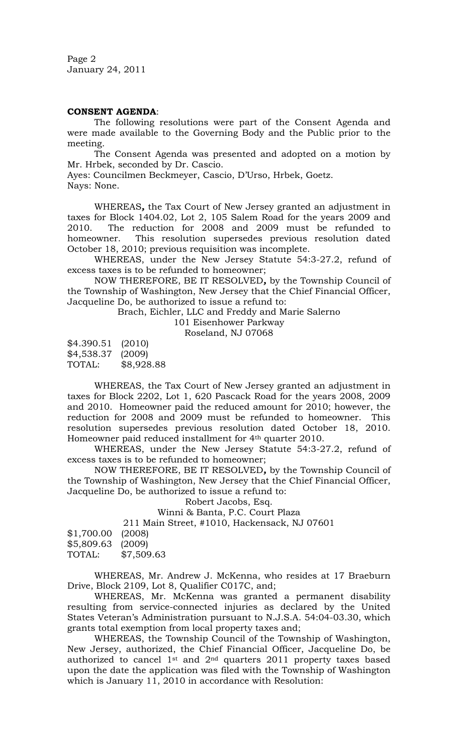**CONSENT AGENDA**:

The following resolutions were part of the Consent Agenda and were made available to the Governing Body and the Public prior to the meeting.

The Consent Agenda was presented and adopted on a motion by Mr. Hrbek, seconded by Dr. Cascio.

Ayes: Councilmen Beckmeyer, Cascio, D'Urso, Hrbek, Goetz.
Nays: None.

WHEREAS**,** the Tax Court of New Jersey granted an adjustment in taxes for Block 1404.02, Lot 2, 105 Salem Road for the years 2009 and 2010. The reduction for 2008 and 2009 must be refunded to homeowner. This resolution supersedes previous resolution dated October 18, 2010; previous requisition was incomplete.

WHEREAS, under the New Jersey Statute 54:3-27.2, refund of excess taxes is to be refunded to homeowner;

NOW THEREFORE, BE IT RESOLVED**,** by the Township Council of the Township of Washington, New Jersey that the Chief Financial Officer, Jacqueline Do, be authorized to issue a refund to:

Brach, Eichler, LLC and Freddy and Marie Salerno
101 Eisenhower Parkway
Roseland, NJ 07068

$4.390.51 (2010)
$4,538.37 (2009)
TOTAL: $8,928.88

WHEREAS, the Tax Court of New Jersey granted an adjustment in taxes for Block 2202, Lot 1, 620 Pascack Road for the years 2008, 2009 and 2010. Homeowner paid the reduced amount for 2010; however, the reduction for 2008 and 2009 must be refunded to homeowner. This resolution supersedes previous resolution dated October 18, 2010. Homeowner paid reduced installment for 4th quarter 2010.

WHEREAS, under the New Jersey Statute 54:3-27.2, refund of excess taxes is to be refunded to homeowner;

NOW THEREFORE, BE IT RESOLVED**,** by the Township Council of the Township of Washington, New Jersey that the Chief Financial Officer, Jacqueline Do, be authorized to issue a refund to:

Robert Jacobs, Esq.
Winni & Banta, P.C. Court Plaza
211 Main Street, #1010, Hackensack, NJ 07601

$1,700.00 (2008)
$5,809.63 (2009)
TOTAL: $7,509.63

WHEREAS, Mr. Andrew J. McKenna, who resides at 17 Braeburn Drive, Block 2109, Lot 8, Qualifier C017C, and;

WHEREAS, Mr. McKenna was granted a permanent disability resulting from service-connected injuries as declared by the United States Veteran's Administration pursuant to N.J.S.A. 54:04-03.30, which grants total exemption from local property taxes and;

WHEREAS, the Township Council of the Township of Washington, New Jersey, authorized, the Chief Financial Officer, Jacqueline Do, be authorized to cancel 1st and 2nd quarters 2011 property taxes based upon the date the application was filed with the Township of Washington which is January 11, 2010 in accordance with Resolution: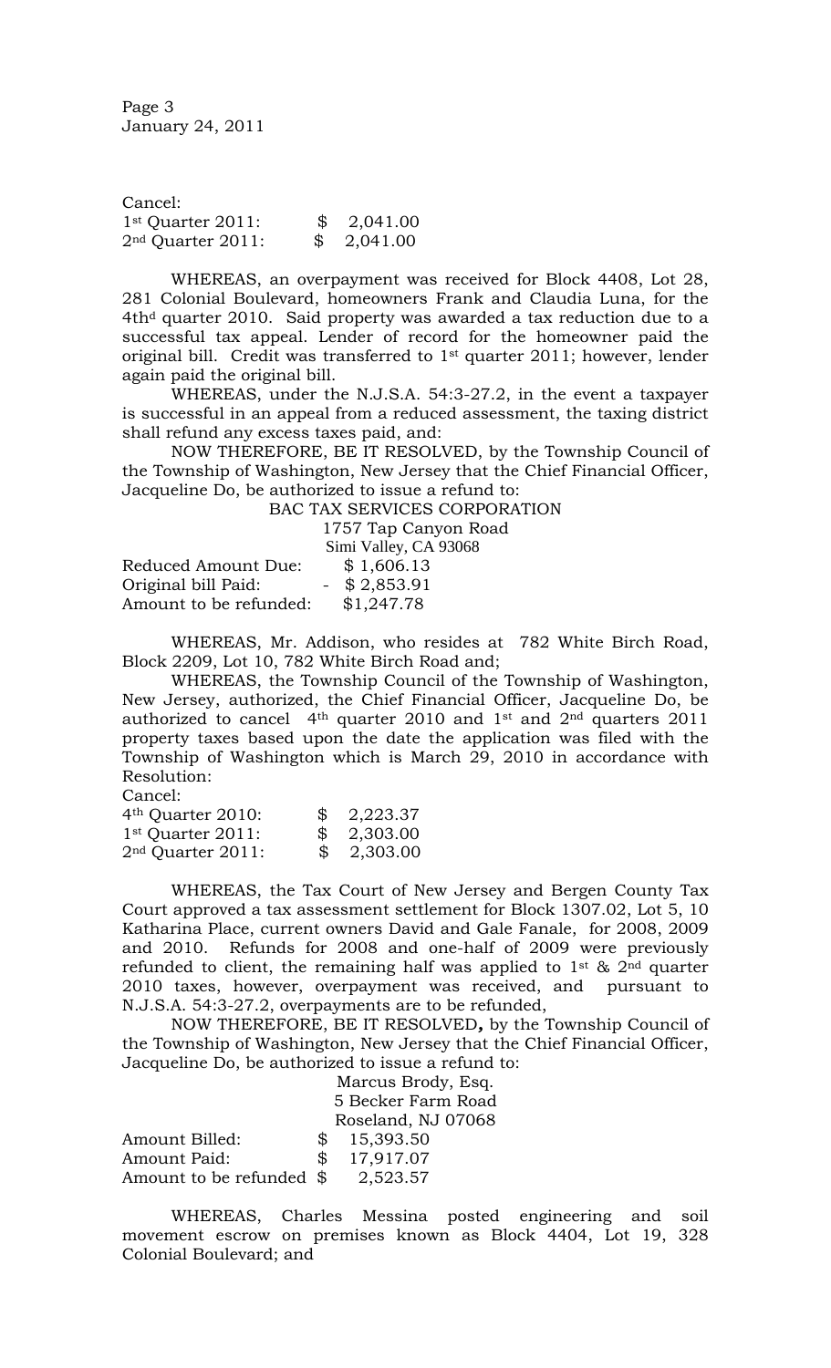Cancel:

| | |
|---|---|
| 1st Quarter 2011: | $ 2,041.00 |
| 2nd Quarter 2011: | $ 2,041.00 |

WHEREAS, an overpayment was received for Block 4408, Lot 28, 281 Colonial Boulevard, homeowners Frank and Claudia Luna, for the 4thd quarter 2010. Said property was awarded a tax reduction due to a successful tax appeal. Lender of record for the homeowner paid the original bill. Credit was transferred to 1st quarter 2011; however, lender again paid the original bill.

WHEREAS, under the N.J.S.A. 54:3-27.2, in the event a taxpayer is successful in an appeal from a reduced assessment, the taxing district shall refund any excess taxes paid, and:

NOW THEREFORE, BE IT RESOLVED, by the Township Council of the Township of Washington, New Jersey that the Chief Financial Officer, Jacqueline Do, be authorized to issue a refund to:

BAC TAX SERVICES CORPORATION
1757 Tap Canyon Road
Simi Valley, CA 93068

| | |
|---|---|
| Reduced Amount Due: | $ 1,606.13 |
| Original bill Paid: | - $ 2,853.91 |
| Amount to be refunded: | $1,247.78 |

WHEREAS, Mr. Addison, who resides at 782 White Birch Road, Block 2209, Lot 10, 782 White Birch Road and;

WHEREAS, the Township Council of the Township of Washington, New Jersey, authorized, the Chief Financial Officer, Jacqueline Do, be authorized to cancel 4th quarter 2010 and 1st and 2nd quarters 2011 property taxes based upon the date the application was filed with the Township of Washington which is March 29, 2010 in accordance with Resolution:

Cancel:

| | |
|---|---|
| 4th Quarter 2010: | $ 2,223.37 |
| 1st Quarter 2011: | $ 2,303.00 |
| 2nd Quarter 2011: | $ 2,303.00 |

WHEREAS, the Tax Court of New Jersey and Bergen County Tax Court approved a tax assessment settlement for Block 1307.02, Lot 5, 10 Katharina Place, current owners David and Gale Fanale, for 2008, 2009 and 2010. Refunds for 2008 and one-half of 2009 were previously refunded to client, the remaining half was applied to 1st & 2nd quarter 2010 taxes, however, overpayment was received, and pursuant to N.J.S.A. 54:3-27.2, overpayments are to be refunded,

NOW THEREFORE, BE IT RESOLVED**,** by the Township Council of the Township of Washington, New Jersey that the Chief Financial Officer, Jacqueline Do, be authorized to issue a refund to:

Marcus Brody, Esq.
5 Becker Farm Road
Roseland, NJ 07068

| | |
|---|---|
| Amount Billed: | $ 15,393.50 |
| Amount Paid: | $ 17,917.07 |
| Amount to be refunded | $ 2,523.57 |

WHEREAS, Charles Messina posted engineering and soil movement escrow on premises known as Block 4404, Lot 19, 328 Colonial Boulevard; and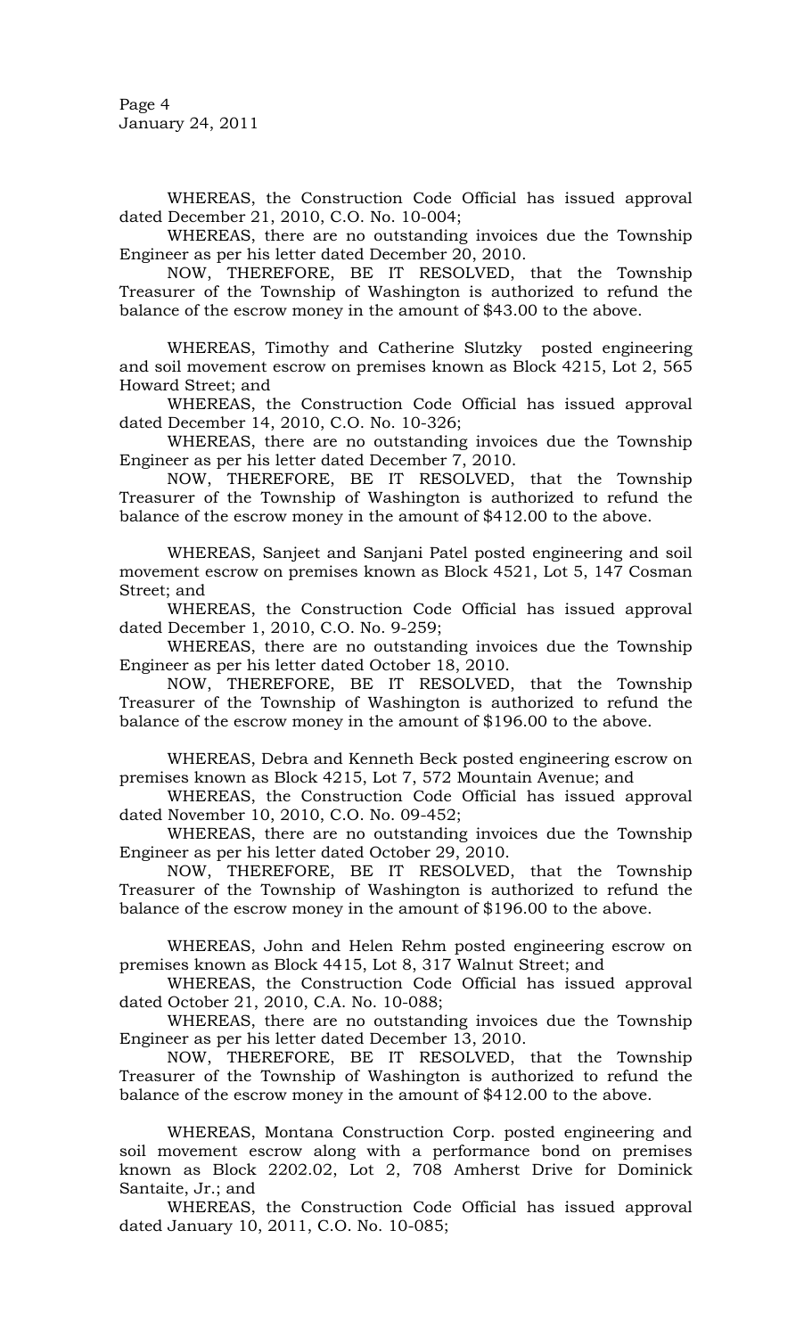WHEREAS, the Construction Code Official has issued approval dated December 21, 2010, C.O. No. 10-004;

WHEREAS, there are no outstanding invoices due the Township Engineer as per his letter dated December 20, 2010.

NOW, THEREFORE, BE IT RESOLVED, that the Township Treasurer of the Township of Washington is authorized to refund the balance of the escrow money in the amount of $43.00 to the above.

WHEREAS, Timothy and Catherine Slutzky posted engineering and soil movement escrow on premises known as Block 4215, Lot 2, 565 Howard Street; and

WHEREAS, the Construction Code Official has issued approval dated December 14, 2010, C.O. No. 10-326;

WHEREAS, there are no outstanding invoices due the Township Engineer as per his letter dated December 7, 2010.

NOW, THEREFORE, BE IT RESOLVED, that the Township Treasurer of the Township of Washington is authorized to refund the balance of the escrow money in the amount of $412.00 to the above.

WHEREAS, Sanjeet and Sanjani Patel posted engineering and soil movement escrow on premises known as Block 4521, Lot 5, 147 Cosman Street; and

WHEREAS, the Construction Code Official has issued approval dated December 1, 2010, C.O. No. 9-259;

WHEREAS, there are no outstanding invoices due the Township Engineer as per his letter dated October 18, 2010.

NOW, THEREFORE, BE IT RESOLVED, that the Township Treasurer of the Township of Washington is authorized to refund the balance of the escrow money in the amount of $196.00 to the above.

WHEREAS, Debra and Kenneth Beck posted engineering escrow on premises known as Block 4215, Lot 7, 572 Mountain Avenue; and

WHEREAS, the Construction Code Official has issued approval dated November 10, 2010, C.O. No. 09-452;

WHEREAS, there are no outstanding invoices due the Township Engineer as per his letter dated October 29, 2010.

NOW, THEREFORE, BE IT RESOLVED, that the Township Treasurer of the Township of Washington is authorized to refund the balance of the escrow money in the amount of $196.00 to the above.

WHEREAS, John and Helen Rehm posted engineering escrow on premises known as Block 4415, Lot 8, 317 Walnut Street; and

WHEREAS, the Construction Code Official has issued approval dated October 21, 2010, C.A. No. 10-088;

WHEREAS, there are no outstanding invoices due the Township Engineer as per his letter dated December 13, 2010.

NOW, THEREFORE, BE IT RESOLVED, that the Township Treasurer of the Township of Washington is authorized to refund the balance of the escrow money in the amount of $412.00 to the above.

WHEREAS, Montana Construction Corp. posted engineering and soil movement escrow along with a performance bond on premises known as Block 2202.02, Lot 2, 708 Amherst Drive for Dominick Santaite, Jr.; and

WHEREAS, the Construction Code Official has issued approval dated January 10, 2011, C.O. No. 10-085;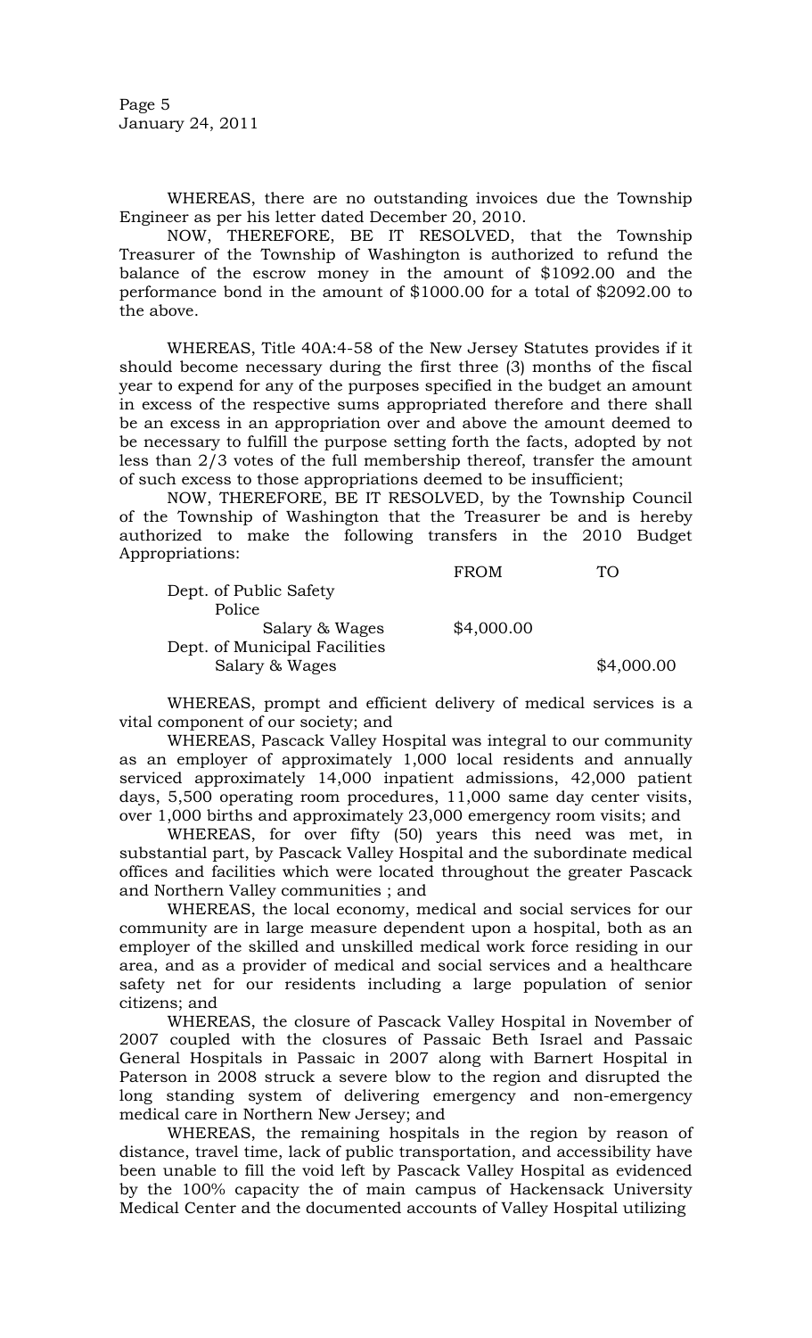WHEREAS, there are no outstanding invoices due the Township Engineer as per his letter dated December 20, 2010.

NOW, THEREFORE, BE IT RESOLVED, that the Township Treasurer of the Township of Washington is authorized to refund the balance of the escrow money in the amount of $1092.00 and the performance bond in the amount of $1000.00 for a total of $2092.00 to the above.

WHEREAS, Title 40A:4-58 of the New Jersey Statutes provides if it should become necessary during the first three (3) months of the fiscal year to expend for any of the purposes specified in the budget an amount in excess of the respective sums appropriated therefore and there shall be an excess in an appropriation over and above the amount deemed to be necessary to fulfill the purpose setting forth the facts, adopted by not less than 2/3 votes of the full membership thereof, transfer the amount of such excess to those appropriations deemed to be insufficient;

NOW, THEREFORE, BE IT RESOLVED, by the Township Council of the Township of Washington that the Treasurer be and is hereby authorized to make the following transfers in the 2010 Budget Appropriations:

| | FROM | TO |
|---|---|---|
| Dept. of Public Safety | | |
| Police | | |
| Salary & Wages | $4,000.00 | |
| Dept. of Municipal Facilities | | |
| Salary & Wages | | $4,000.00 |

WHEREAS, prompt and efficient delivery of medical services is a vital component of our society; and

WHEREAS, Pascack Valley Hospital was integral to our community as an employer of approximately 1,000 local residents and annually serviced approximately 14,000 inpatient admissions, 42,000 patient days, 5,500 operating room procedures, 11,000 same day center visits, over 1,000 births and approximately 23,000 emergency room visits; and

WHEREAS, for over fifty (50) years this need was met, in substantial part, by Pascack Valley Hospital and the subordinate medical offices and facilities which were located throughout the greater Pascack and Northern Valley communities ; and

WHEREAS, the local economy, medical and social services for our community are in large measure dependent upon a hospital, both as an employer of the skilled and unskilled medical work force residing in our area, and as a provider of medical and social services and a healthcare safety net for our residents including a large population of senior citizens; and

WHEREAS, the closure of Pascack Valley Hospital in November of 2007 coupled with the closures of Passaic Beth Israel and Passaic General Hospitals in Passaic in 2007 along with Barnert Hospital in Paterson in 2008 struck a severe blow to the region and disrupted the long standing system of delivering emergency and non-emergency medical care in Northern New Jersey; and

WHEREAS, the remaining hospitals in the region by reason of distance, travel time, lack of public transportation, and accessibility have been unable to fill the void left by Pascack Valley Hospital as evidenced by the 100% capacity the of main campus of Hackensack University Medical Center and the documented accounts of Valley Hospital utilizing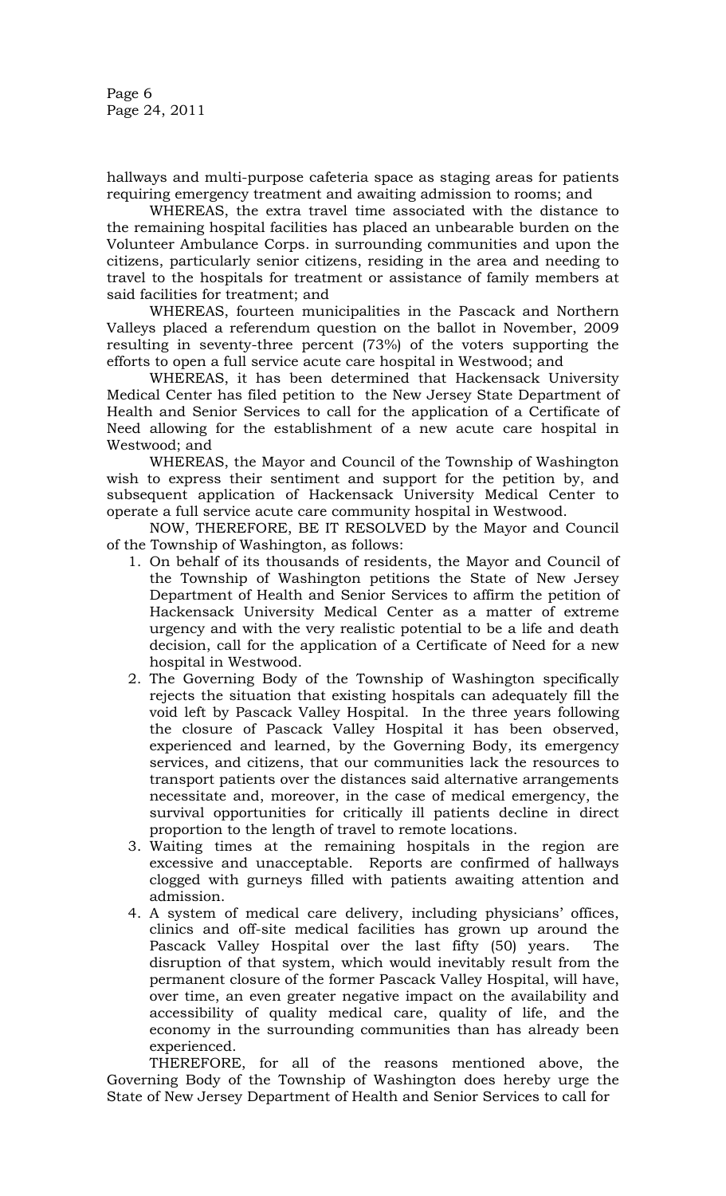hallways and multi-purpose cafeteria space as staging areas for patients requiring emergency treatment and awaiting admission to rooms; and

WHEREAS, the extra travel time associated with the distance to the remaining hospital facilities has placed an unbearable burden on the Volunteer Ambulance Corps. in surrounding communities and upon the citizens, particularly senior citizens, residing in the area and needing to travel to the hospitals for treatment or assistance of family members at said facilities for treatment; and

WHEREAS, fourteen municipalities in the Pascack and Northern Valleys placed a referendum question on the ballot in November, 2009 resulting in seventy-three percent (73%) of the voters supporting the efforts to open a full service acute care hospital in Westwood; and

WHEREAS, it has been determined that Hackensack University Medical Center has filed petition to the New Jersey State Department of Health and Senior Services to call for the application of a Certificate of Need allowing for the establishment of a new acute care hospital in Westwood; and

WHEREAS, the Mayor and Council of the Township of Washington wish to express their sentiment and support for the petition by, and subsequent application of Hackensack University Medical Center to operate a full service acute care community hospital in Westwood.

NOW, THEREFORE, BE IT RESOLVED by the Mayor and Council of the Township of Washington, as follows:

1. On behalf of its thousands of residents, the Mayor and Council of the Township of Washington petitions the State of New Jersey Department of Health and Senior Services to affirm the petition of Hackensack University Medical Center as a matter of extreme urgency and with the very realistic potential to be a life and death decision, call for the application of a Certificate of Need for a new hospital in Westwood.
2. The Governing Body of the Township of Washington specifically rejects the situation that existing hospitals can adequately fill the void left by Pascack Valley Hospital. In the three years following the closure of Pascack Valley Hospital it has been observed, experienced and learned, by the Governing Body, its emergency services, and citizens, that our communities lack the resources to transport patients over the distances said alternative arrangements necessitate and, moreover, in the case of medical emergency, the survival opportunities for critically ill patients decline in direct proportion to the length of travel to remote locations.
3. Waiting times at the remaining hospitals in the region are excessive and unacceptable. Reports are confirmed of hallways clogged with gurneys filled with patients awaiting attention and admission.
4. A system of medical care delivery, including physicians' offices, clinics and off-site medical facilities has grown up around the Pascack Valley Hospital over the last fifty (50) years. The disruption of that system, which would inevitably result from the permanent closure of the former Pascack Valley Hospital, will have, over time, an even greater negative impact on the availability and accessibility of quality medical care, quality of life, and the economy in the surrounding communities than has already been experienced.

THEREFORE, for all of the reasons mentioned above, the Governing Body of the Township of Washington does hereby urge the State of New Jersey Department of Health and Senior Services to call for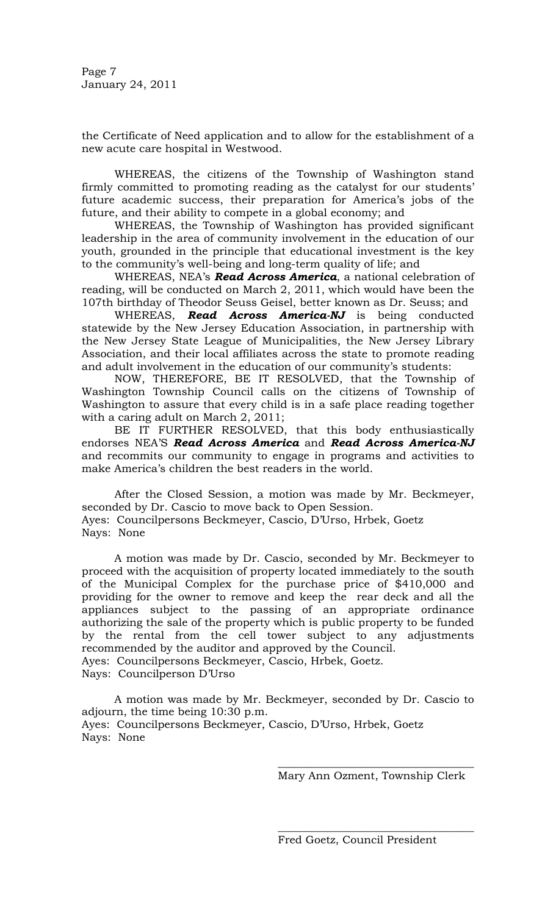the Certificate of Need application and to allow for the establishment of a new acute care hospital in Westwood.

WHEREAS, the citizens of the Township of Washington stand firmly committed to promoting reading as the catalyst for our students' future academic success, their preparation for America's jobs of the future, and their ability to compete in a global economy; and

WHEREAS, the Township of Washington has provided significant leadership in the area of community involvement in the education of our youth, grounded in the principle that educational investment is the key to the community's well-being and long-term quality of life; and

WHEREAS, NEA's ***Read Across America***, a national celebration of reading, will be conducted on March 2, 2011, which would have been the 107th birthday of Theodor Seuss Geisel, better known as Dr. Seuss; and

WHEREAS, ***Read Across America-NJ*** is being conducted statewide by the New Jersey Education Association, in partnership with the New Jersey State League of Municipalities, the New Jersey Library Association, and their local affiliates across the state to promote reading and adult involvement in the education of our community's students:

NOW, THEREFORE, BE IT RESOLVED, that the Township of Washington Township Council calls on the citizens of Township of Washington to assure that every child is in a safe place reading together with a caring adult on March 2, 2011;

BE IT FURTHER RESOLVED, that this body enthusiastically endorses NEA'S ***Read Across America*** and ***Read Across America-NJ*** and recommits our community to engage in programs and activities to make America's children the best readers in the world.

After the Closed Session, a motion was made by Mr. Beckmeyer, seconded by Dr. Cascio to move back to Open Session.
Ayes: Councilpersons Beckmeyer, Cascio, D'Urso, Hrbek, Goetz
Nays: None

A motion was made by Dr. Cascio, seconded by Mr. Beckmeyer to proceed with the acquisition of property located immediately to the south of the Municipal Complex for the purchase price of $410,000 and providing for the owner to remove and keep the rear deck and all the appliances subject to the passing of an appropriate ordinance authorizing the sale of the property which is public property to be funded by the rental from the cell tower subject to any adjustments recommended by the auditor and approved by the Council.
Ayes: Councilpersons Beckmeyer, Cascio, Hrbek, Goetz.
Nays: Councilperson D'Urso

A motion was made by Mr. Beckmeyer, seconded by Dr. Cascio to adjourn, the time being 10:30 p.m.
Ayes: Councilpersons Beckmeyer, Cascio, D'Urso, Hrbek, Goetz
Nays: None

\_\_\_\_\_\_\_\_\_\_\_\_\_\_\_\_\_\_\_\_\_\_\_\_\_\_\_\_\_\_\_\_\_\_
Mary Ann Ozment, Township Clerk

\_\_\_\_\_\_\_\_\_\_\_\_\_\_\_\_\_\_\_\_\_\_\_\_\_\_\_\_\_\_\_\_\_\_
Fred Goetz, Council President